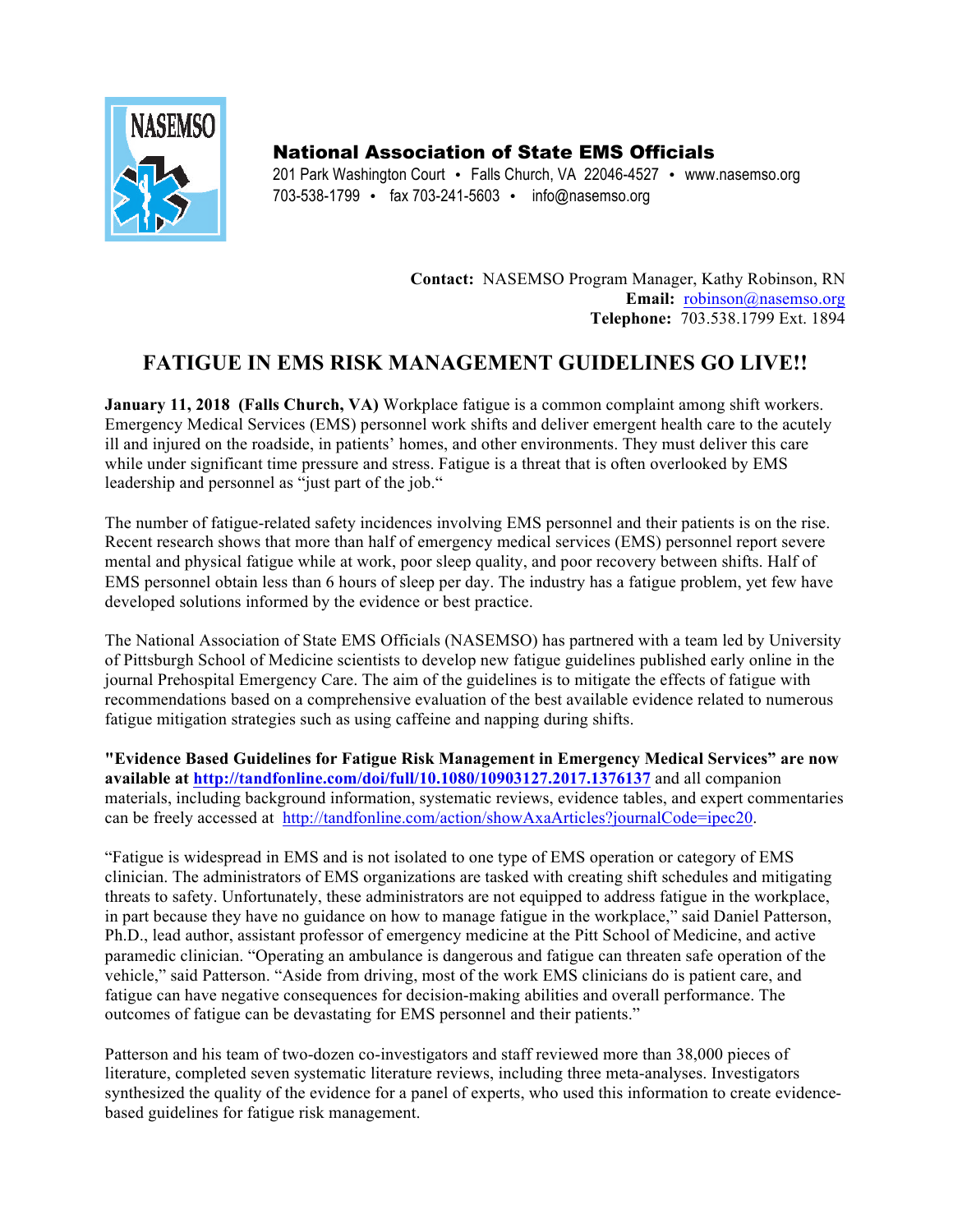**National Association of State EMS Officials**
201 Park Washington Court • Falls Church, VA 22046-4527 • www.nasemso.org
703-538-1799 • fax 703-241-5603 • info@nasemso.org

**Contact:** NASEMSO Program Manager, Kathy Robinson, RN
**Email:** robinson@nasemso.org
**Telephone:** 703.538.1799 Ext. 1894

# FATIGUE IN EMS RISK MANAGEMENT GUIDELINES GO LIVE!!

**January 11, 2018 (Falls Church, VA)** Workplace fatigue is a common complaint among shift workers. Emergency Medical Services (EMS) personnel work shifts and deliver emergent health care to the acutely ill and injured on the roadside, in patients' homes, and other environments. They must deliver this care while under significant time pressure and stress. Fatigue is a threat that is often overlooked by EMS leadership and personnel as "just part of the job."

The number of fatigue-related safety incidences involving EMS personnel and their patients is on the rise. Recent research shows that more than half of emergency medical services (EMS) personnel report severe mental and physical fatigue while at work, poor sleep quality, and poor recovery between shifts. Half of EMS personnel obtain less than 6 hours of sleep per day. The industry has a fatigue problem, yet few have developed solutions informed by the evidence or best practice.

The National Association of State EMS Officials (NASEMSO) has partnered with a team led by University of Pittsburgh School of Medicine scientists to develop new fatigue guidelines published early online in the journal Prehospital Emergency Care. The aim of the guidelines is to mitigate the effects of fatigue with recommendations based on a comprehensive evaluation of the best available evidence related to numerous fatigue mitigation strategies such as using caffeine and napping during shifts.

**"Evidence Based Guidelines for Fatigue Risk Management in Emergency Medical Services" are now available at http://tandfonline.com/doi/full/10.1080/10903127.2017.1376137** and all companion materials, including background information, systematic reviews, evidence tables, and expert commentaries can be freely accessed at http://tandfonline.com/action/showAxaArticles?journalCode=ipec20.

"Fatigue is widespread in EMS and is not isolated to one type of EMS operation or category of EMS clinician. The administrators of EMS organizations are tasked with creating shift schedules and mitigating threats to safety. Unfortunately, these administrators are not equipped to address fatigue in the workplace, in part because they have no guidance on how to manage fatigue in the workplace," said Daniel Patterson, Ph.D., lead author, assistant professor of emergency medicine at the Pitt School of Medicine, and active paramedic clinician. "Operating an ambulance is dangerous and fatigue can threaten safe operation of the vehicle," said Patterson. "Aside from driving, most of the work EMS clinicians do is patient care, and fatigue can have negative consequences for decision-making abilities and overall performance. The outcomes of fatigue can be devastating for EMS personnel and their patients."

Patterson and his team of two-dozen co-investigators and staff reviewed more than 38,000 pieces of literature, completed seven systematic literature reviews, including three meta-analyses. Investigators synthesized the quality of the evidence for a panel of experts, who used this information to create evidence-based guidelines for fatigue risk management.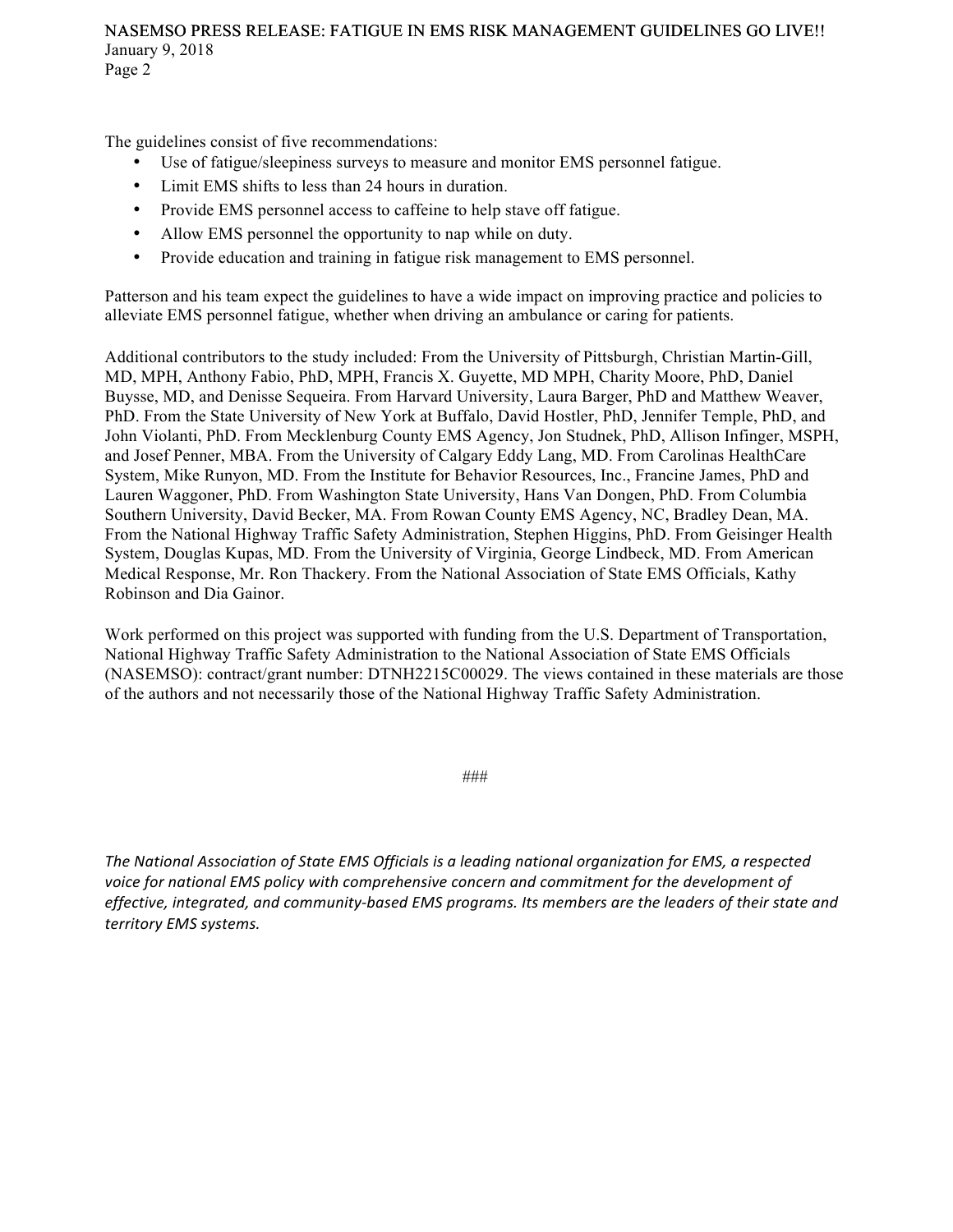The guidelines consist of five recommendations:

- Use of fatigue/sleepiness surveys to measure and monitor EMS personnel fatigue.
- Limit EMS shifts to less than 24 hours in duration.
- Provide EMS personnel access to caffeine to help stave off fatigue.
- Allow EMS personnel the opportunity to nap while on duty.
- Provide education and training in fatigue risk management to EMS personnel.

Patterson and his team expect the guidelines to have a wide impact on improving practice and policies to alleviate EMS personnel fatigue, whether when driving an ambulance or caring for patients.

Additional contributors to the study included: From the University of Pittsburgh, Christian Martin-Gill, MD, MPH, Anthony Fabio, PhD, MPH, Francis X. Guyette, MD MPH, Charity Moore, PhD, Daniel Buysse, MD, and Denisse Sequeira. From Harvard University, Laura Barger, PhD and Matthew Weaver, PhD. From the State University of New York at Buffalo, David Hostler, PhD, Jennifer Temple, PhD, and John Violanti, PhD. From Mecklenburg County EMS Agency, Jon Studnek, PhD, Allison Infinger, MSPH, and Josef Penner, MBA. From the University of Calgary Eddy Lang, MD. From Carolinas HealthCare System, Mike Runyon, MD. From the Institute for Behavior Resources, Inc., Francine James, PhD and Lauren Waggoner, PhD. From Washington State University, Hans Van Dongen, PhD. From Columbia Southern University, David Becker, MA. From Rowan County EMS Agency, NC, Bradley Dean, MA. From the National Highway Traffic Safety Administration, Stephen Higgins, PhD. From Geisinger Health System, Douglas Kupas, MD. From the University of Virginia, George Lindbeck, MD. From American Medical Response, Mr. Ron Thackery. From the National Association of State EMS Officials, Kathy Robinson and Dia Gainor.

Work performed on this project was supported with funding from the U.S. Department of Transportation, National Highway Traffic Safety Administration to the National Association of State EMS Officials (NASEMSO): contract/grant number: DTNH2215C00029. The views contained in these materials are those of the authors and not necessarily those of the National Highway Traffic Safety Administration.

###

*The National Association of State EMS Officials is a leading national organization for EMS, a respected voice for national EMS policy with comprehensive concern and commitment for the development of effective, integrated, and community-based EMS programs. Its members are the leaders of their state and territory EMS systems.*